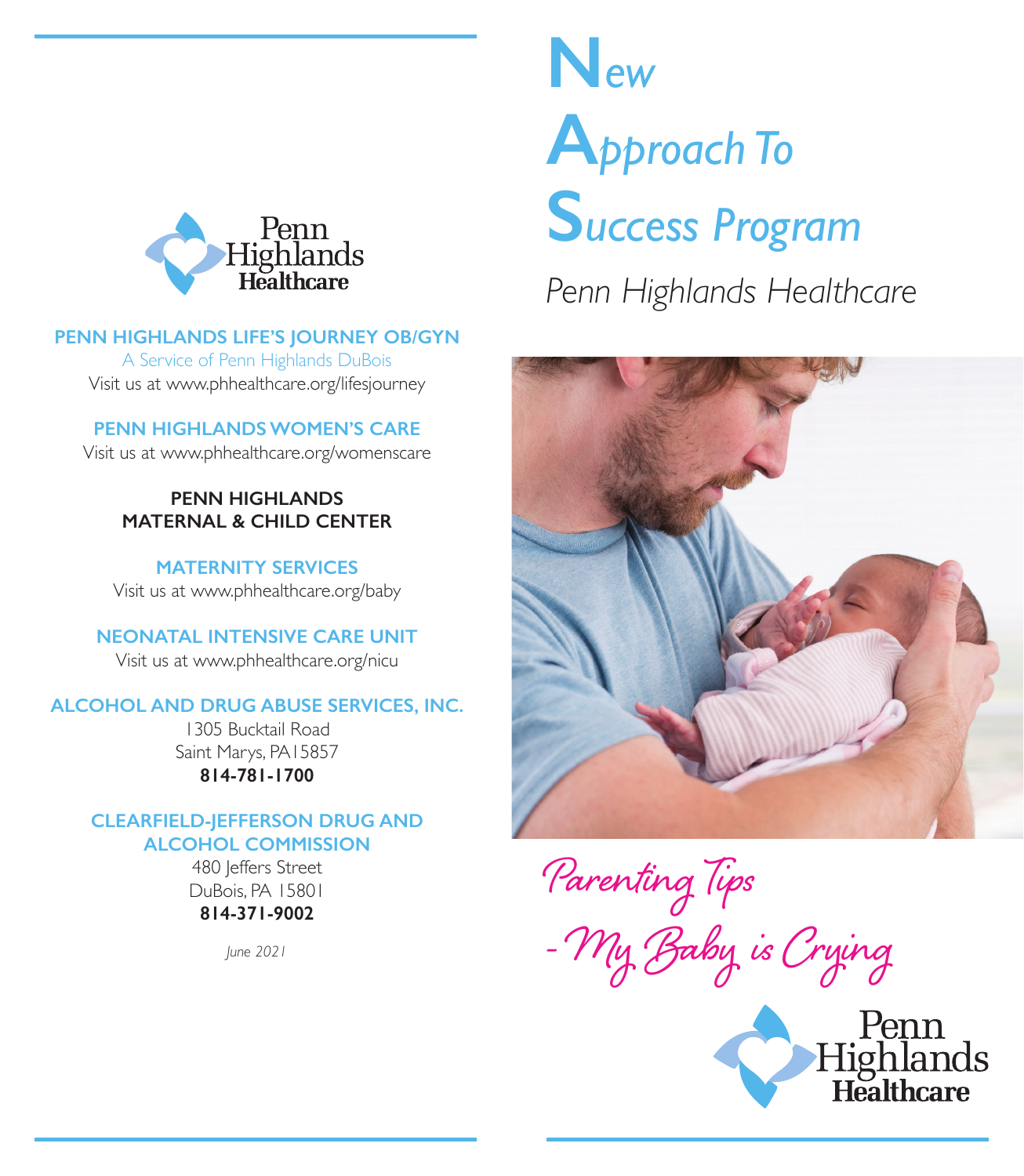# New Approach To Success Program

*Penn Highlands Healthcare*

## Parenting Tips - My Baby is Crying

Penn Highlands Healthcare

---

Penn Highlands Healthcare

**PENN HIGHLANDS LIFE'S JOURNEY OB/GYN**
A Service of Penn Highlands DuBois
Visit us at www.phhealthcare.org/lifesjourney

**PENN HIGHLANDS WOMEN'S CARE**
Visit us at www.phhealthcare.org/womenscare

**PENN HIGHLANDS MATERNAL & CHILD CENTER**

**MATERNITY SERVICES**
Visit us at www.phhealthcare.org/baby

**NEONATAL INTENSIVE CARE UNIT**
Visit us at www.phhealthcare.org/nicu

**ALCOHOL AND DRUG ABUSE SERVICES, INC.**
1305 Bucktail Road
Saint Marys, PA 15857
**814-781-1700**

**CLEARFIELD-JEFFERSON DRUG AND ALCOHOL COMMISSION**
480 Jeffers Street
DuBois, PA 15801
**814-371-9002**

*June 2021*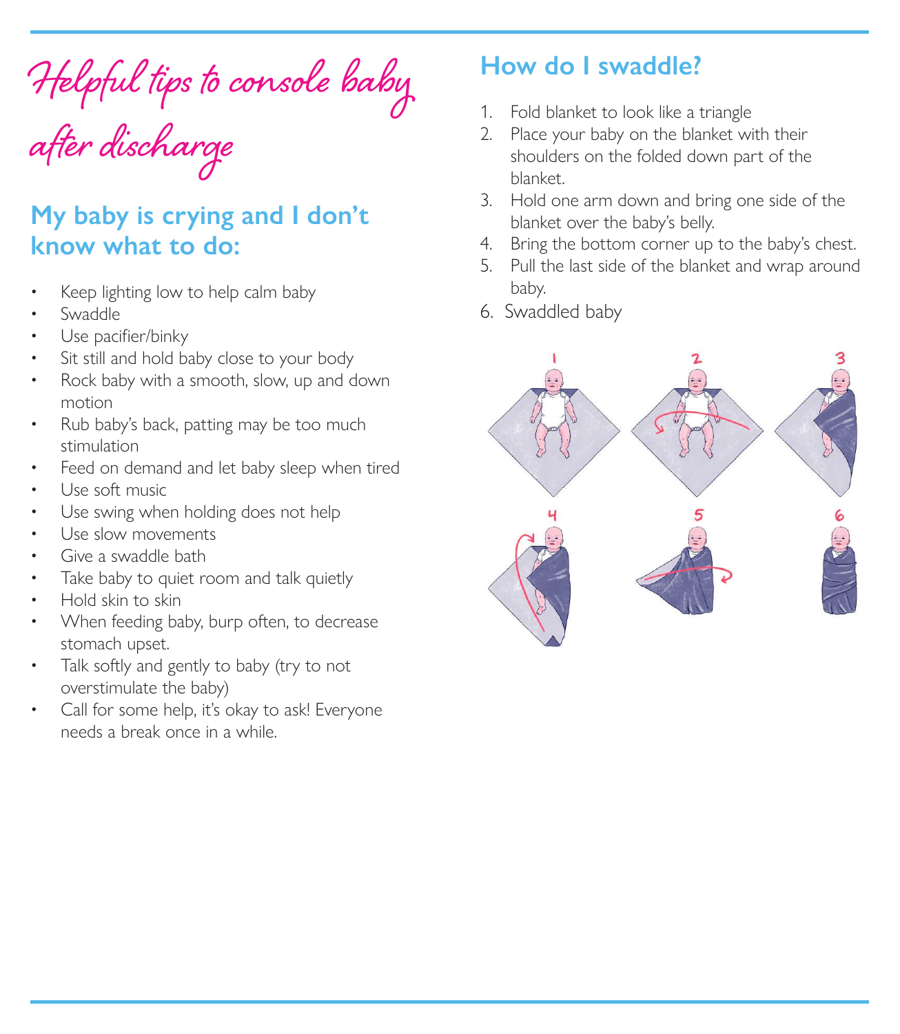# Helpful tips to console baby after discharge

## My baby is crying and I don't know what to do:

- Keep lighting low to help calm baby
- Swaddle
- Use pacifier/binky
- Sit still and hold baby close to your body
- Rock baby with a smooth, slow, up and down motion
- Rub baby's back, patting may be too much stimulation
- Feed on demand and let baby sleep when tired
- Use soft music
- Use swing when holding does not help
- Use slow movements
- Give a swaddle bath
- Take baby to quiet room and talk quietly
- Hold skin to skin
- When feeding baby, burp often, to decrease stomach upset.
- Talk softly and gently to baby (try to not overstimulate the baby)
- Call for some help, it's okay to ask! Everyone needs a break once in a while.

## How do I swaddle?

1. Fold blanket to look like a triangle
2. Place your baby on the blanket with their shoulders on the folded down part of the blanket.
3. Hold one arm down and bring one side of the blanket over the baby's belly.
4. Bring the bottom corner up to the baby's chest.
5. Pull the last side of the blanket and wrap around baby.
6. Swaddled baby

1

2

3

4

5

6